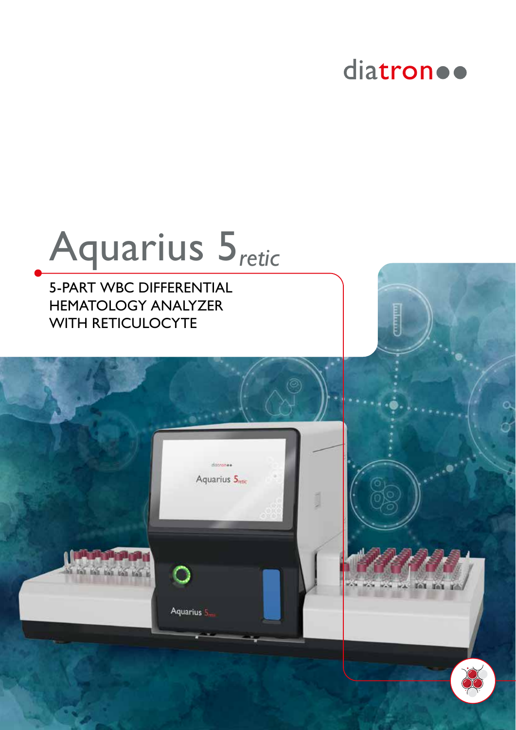diatron

# Aquarius 5*retic*

5-PART WBC DIFFERENTIAL HEMATOLOGY ANALYZER WITH RETICULOCYTE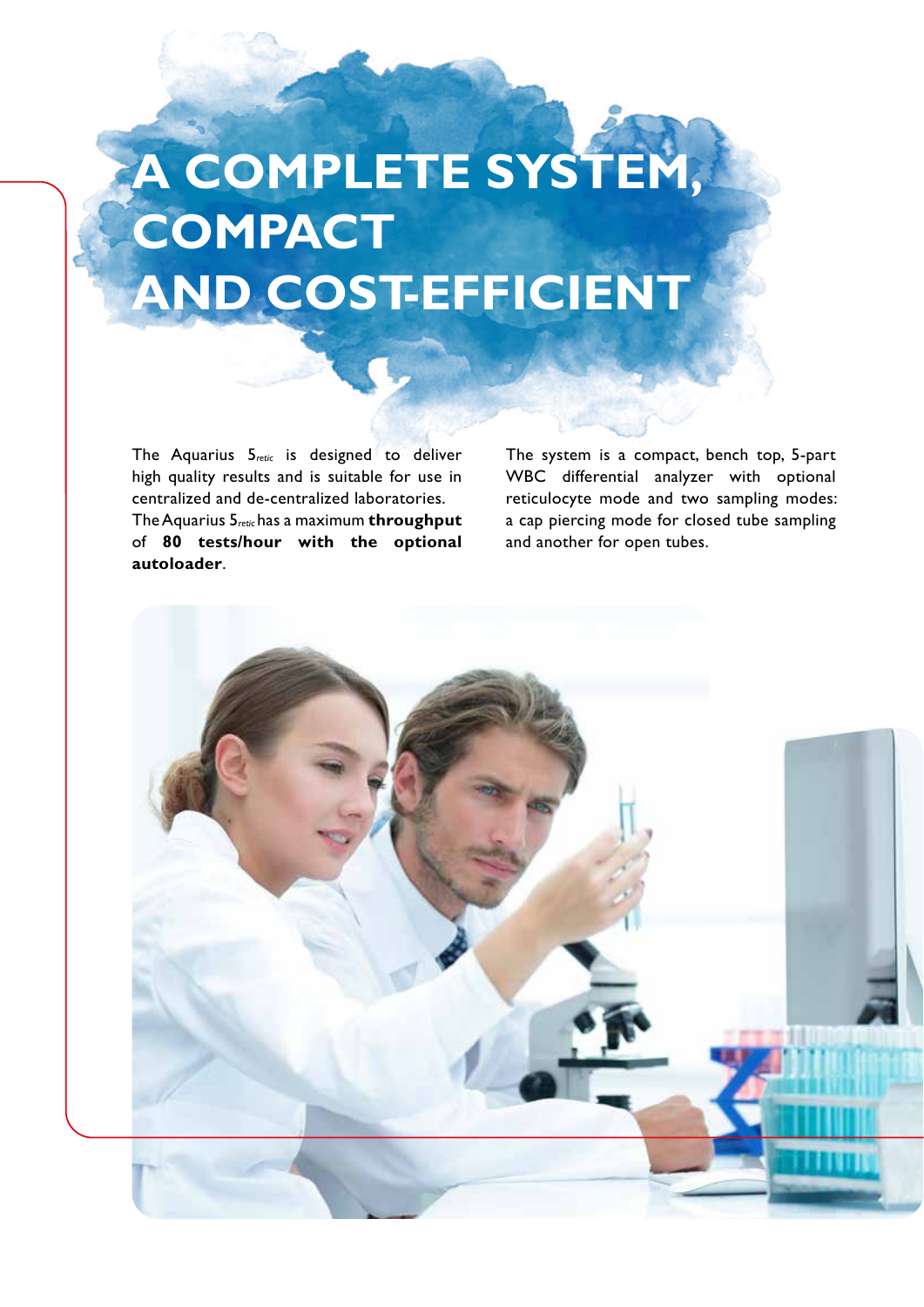# A COMPLETE SYSTEM, COMPACT AND COST-EFFICIENT

The Aquarius $5_{retic}$ is designed to deliver high quality results and is suitable for use in centralized and de-centralized laboratories.
The Aquarius $5_{retic}$ has a maximum **throughput** of **80 tests/hour with the optional autoloader**.

The system is a compact, bench top, 5-part WBC differential analyzer with optional reticulocyte mode and two sampling modes: a cap piercing mode for closed tube sampling and another for open tubes.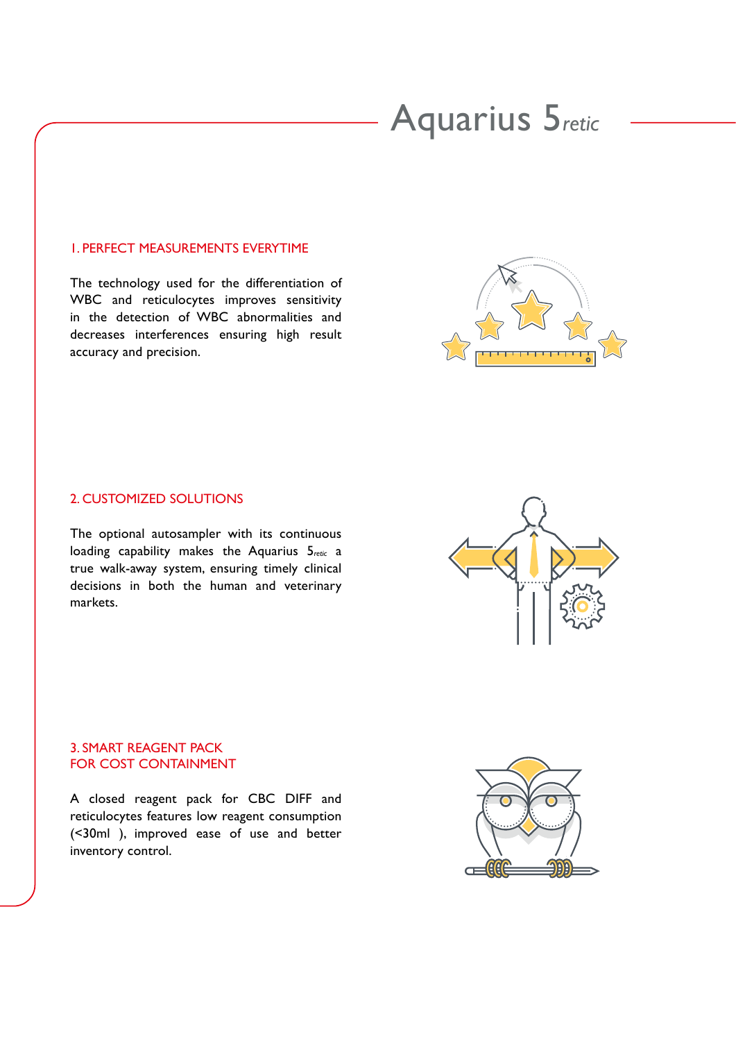# Aquarius 5*retic*

## 1. PERFECT MEASUREMENTS EVERYTIME

The technology used for the differentiation of WBC and reticulocytes improves sensitivity in the detection of WBC abnormalities and decreases interferences ensuring high result accuracy and precision.

## 2. CUSTOMIZED SOLUTIONS

The optional autosampler with its continuous loading capability makes the Aquarius 5*retic* a true walk-away system, ensuring timely clinical decisions in both the human and veterinary markets.

## 3. SMART REAGENT PACK FOR COST CONTAINMENT

A closed reagent pack for CBC DIFF and reticulocytes features low reagent consumption (<30ml ), improved ease of use and better inventory control.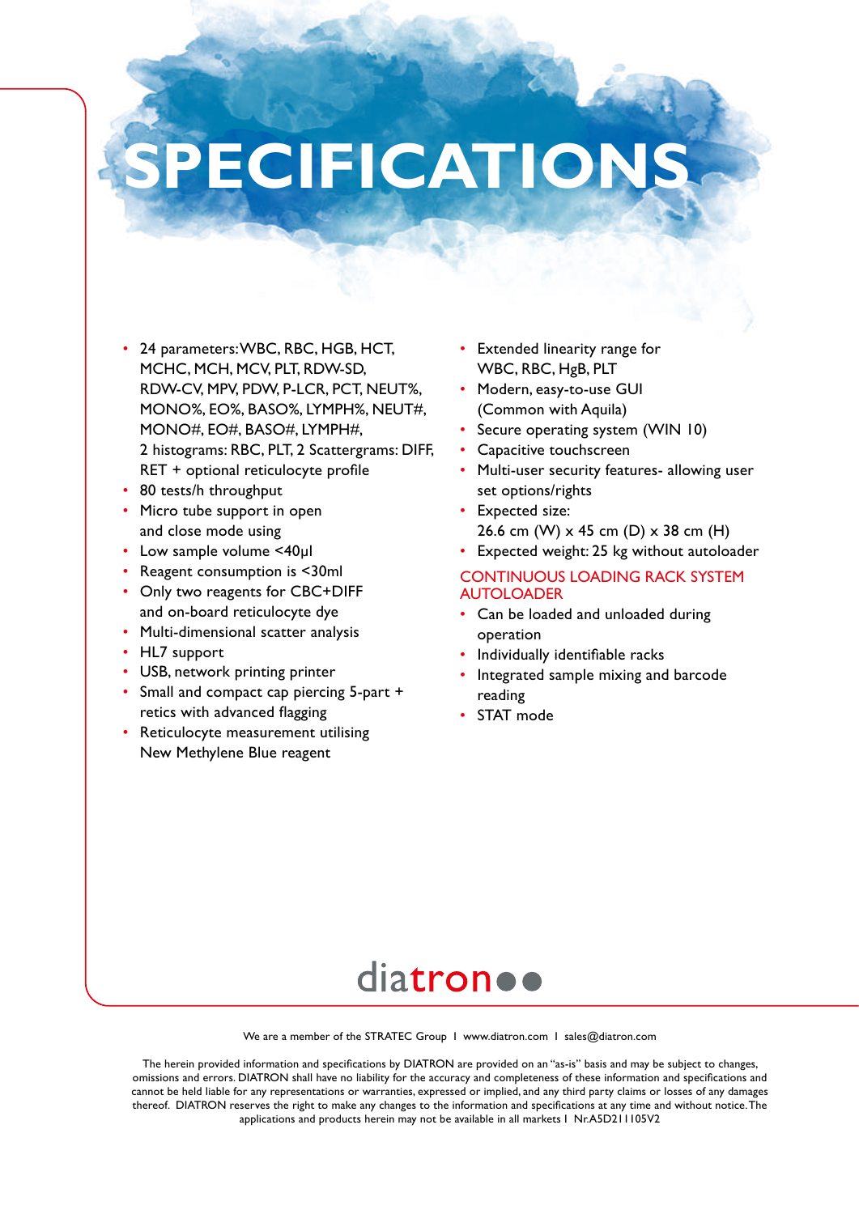# SPECIFICATIONS

- 24 parameters: WBC, RBC, HGB, HCT, MCHC, MCH, MCV, PLT, RDW-SD, RDW-CV, MPV, PDW, P-LCR, PCT, NEUT%, MONO%, EO%, BASO%, LYMPH%, NEUT#, MONO#, EO#, BASO#, LYMPH#, 2 histograms: RBC, PLT, 2 Scattergrams: DIFF, RET + optional reticulocyte profile
- 80 tests/h throughput
- Micro tube support in open and close mode using
- Low sample volume <40µl
- Reagent consumption is <30ml
- Only two reagents for CBC+DIFF and on-board reticulocyte dye
- Multi-dimensional scatter analysis
- HL7 support
- USB, network printing printer
- Small and compact cap piercing 5-part + retics with advanced flagging
- Reticulocyte measurement utilising New Methylene Blue reagent
- Extended linearity range for WBC, RBC, HgB, PLT
- Modern, easy-to-use GUI (Common with Aquila)
- Secure operating system (WIN 10)
- Capacitive touchscreen
- Multi-user security features- allowing user set options/rights
- Expected size: 26.6 cm (W) x 45 cm (D) x 38 cm (H)
- Expected weight: 25 kg without autoloader

## CONTINUOUS LOADING RACK SYSTEM AUTOLOADER

- Can be loaded and unloaded during operation
- Individually identifiable racks
- Integrated sample mixing and barcode reading
- STAT mode

diatron

We are a member of the STRATEC Group I www.diatron.com I sales@diatron.com

The herein provided information and specifications by DIATRON are provided on an "as-is" basis and may be subject to changes, omissions and errors. DIATRON shall have no liability for the accuracy and completeness of these information and specifications and cannot be held liable for any representations or warranties, expressed or implied, and any third party claims or losses of any damages thereof. DIATRON reserves the right to make any changes to the information and specifications at any time and without notice. The applications and products herein may not be available in all markets I Nr.A5D211105V2